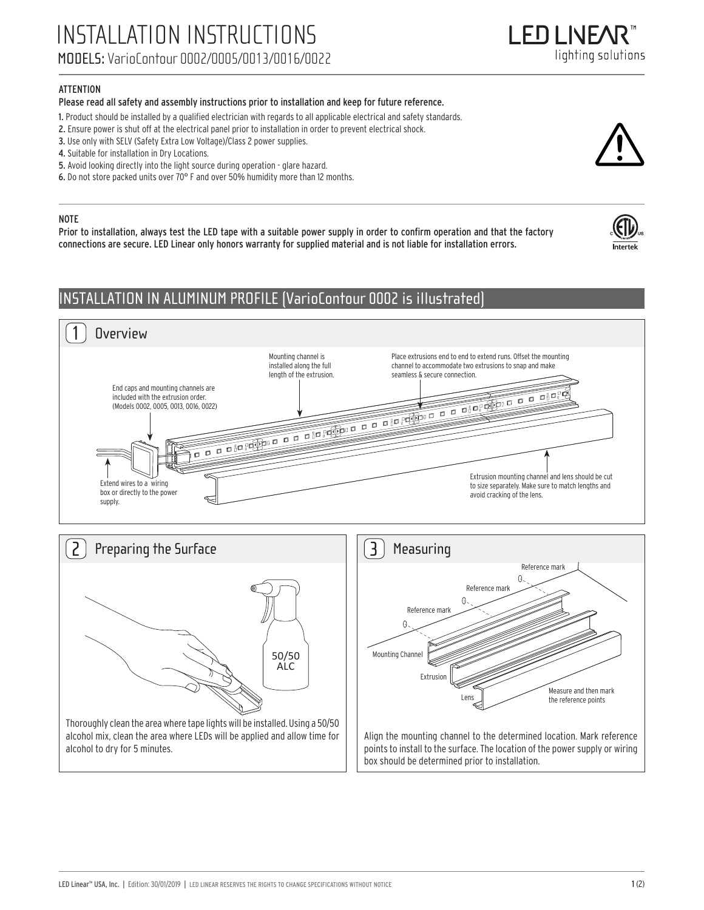# INSTALLATION INSTRUCTIONS

MODELS: VarioContour 0002/0005/0013/0016/0022

LED LINEAR™
lighting solutions

**ATTENTION**

**Please read all safety and assembly instructions prior to installation and keep for future reference.**

1. Product should be installed by a qualified electrician with regards to all applicable electrical and safety standards.
2. Ensure power is shut off at the electrical panel prior to installation in order to prevent electrical shock.
3. Use only with SELV (Safety Extra Low Voltage)/Class 2 power supplies.
4. Suitable for installation in Dry Locations.
5. Avoid looking directly into the light source during operation - glare hazard.
6. Do not store packed units over 70° F and over 50% humidity more than 12 months.

**NOTE**

**Prior to installation, always test the LED tape with a suitable power supply in order to confirm operation and that the factory connections are secure. LED Linear only honors warranty for supplied material and is not liable for installation errors.**

## INSTALLATION IN ALUMINUM PROFILE (VarioContour 0002 is illustrated)

### 1 Overview

End caps and mounting channels are included with the extrusion order. (Models 0002, 0005, 0013, 0016, 0022)

Mounting channel is installed along the full length of the extrusion.

Place extrusions end to end to extend runs. Offset the mounting channel to accommodate two extrusions to snap and make seamless & secure connection.

Extend wires to a wiring box or directly to the power supply.

Extrusion mounting channel and lens should be cut to size separately. Make sure to match lengths and avoid cracking of the lens.

### 2 Preparing the Surface

50/50 ALC

Thoroughly clean the area where tape lights will be installed. Using a 50/50 alcohol mix, clean the area where LEDs will be applied and allow time for alcohol to dry for 5 minutes.

### 3 Measuring

Reference mark

Reference mark

Reference mark

Mounting Channel

Extrusion

Lens

Measure and then mark the reference points

Align the mounting channel to the determined location. Mark reference points to install to the surface. The location of the power supply or wiring box should be determined prior to installation.

LED Linear™ USA, Inc. | Edition: 30/01/2019 | LED LINEAR RESERVES THE RIGHTS TO CHANGE SPECIFICATIONS WITHOUT NOTICE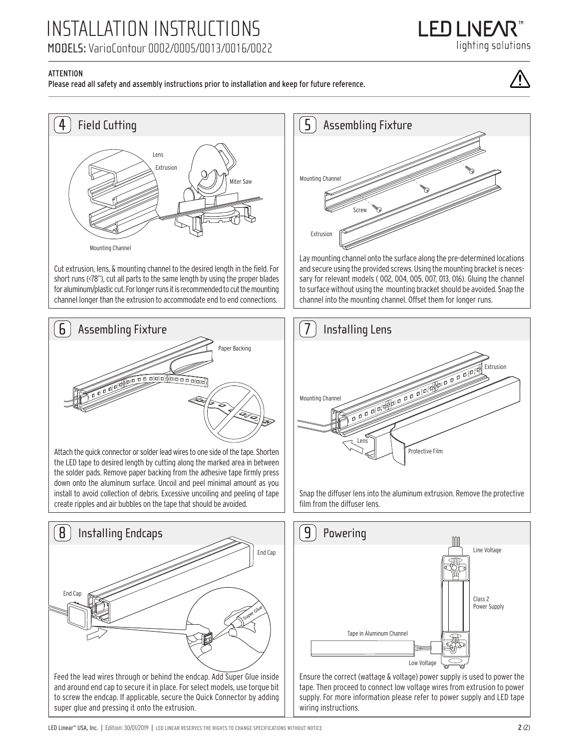# INSTALLATION INSTRUCTIONS

MODELS: VarioContour 0002/0005/0013/0016/0022

LED LINEAR™ lighting solutions

**ATTENTION**

**Please read all safety and assembly instructions prior to installation and keep for future reference.**

## 4 Field Cutting

Lens

Extrusion

Miter Saw

Mounting Channel

Cut extrusion, lens, & mounting channel to the desired length in the field. For short runs (<78''), cut all parts to the same length by using the proper blades for aluminum/plastic cut. For longer runs it is recommended to cut the mounting channel longer than the extrusion to accommodate end to end connections.

## 5 Assembling Fixture

Mounting Channel

Screw

Extrusion

Lay mounting channel onto the surface along the pre-determined locations and secure using the provided screws. Using the mounting bracket is necessary for relevant models ( 002, 004, 005, 007, 013, 016). Gluing the channel to surface without using the mounting bracket should be avoided. Snap the channel into the mounting channel. Offset them for longer runs.

## 6 Assembling Fixture

Paper Backing

Attach the quick connector or solder lead wires to one side of the tape. Shorten the LED tape to desired length by cutting along the marked area in between the solder pads. Remove paper backing from the adhesive tape firmly press down onto the aluminum surface. Uncoil and peel minimal amount as you install to avoid collection of debris. Excessive uncoiling and peeling of tape create ripples and air bubbles on the tape that should be avoided.

## 7 Installing Lens

Extrusion

Mounting Channel

Lens

Protective Film

Snap the diffuser lens into the aluminum extrusion. Remove the protective film from the diffuser lens.

## 8 Installing Endcaps

End Cap

End Cap

Super Glue

Feed the lead wires through or behind the endcap. Add Super Glue inside and around end cap to secure it in place. For select models, use torque bit to screw the endcap. If applicable, secure the Quick Connector by adding super glue and pressing it onto the extrusion.

## 9 Powering

Line Voltage

Class 2 Power Supply

Tape in Aluminum Channel

Low Voltage

Ensure the correct (wattage & voltage) power supply is used to power the tape. Then proceed to connect low voltage wires from extrusion to power supply. For more information please refer to power supply and LED tape wiring instructions.

LED Linear™ USA, Inc. | Edition: 30/01/2019 | LED LINEAR RESERVES THE RIGHTS TO CHANGE SPECIFICATIONS WITHOUT NOTICE